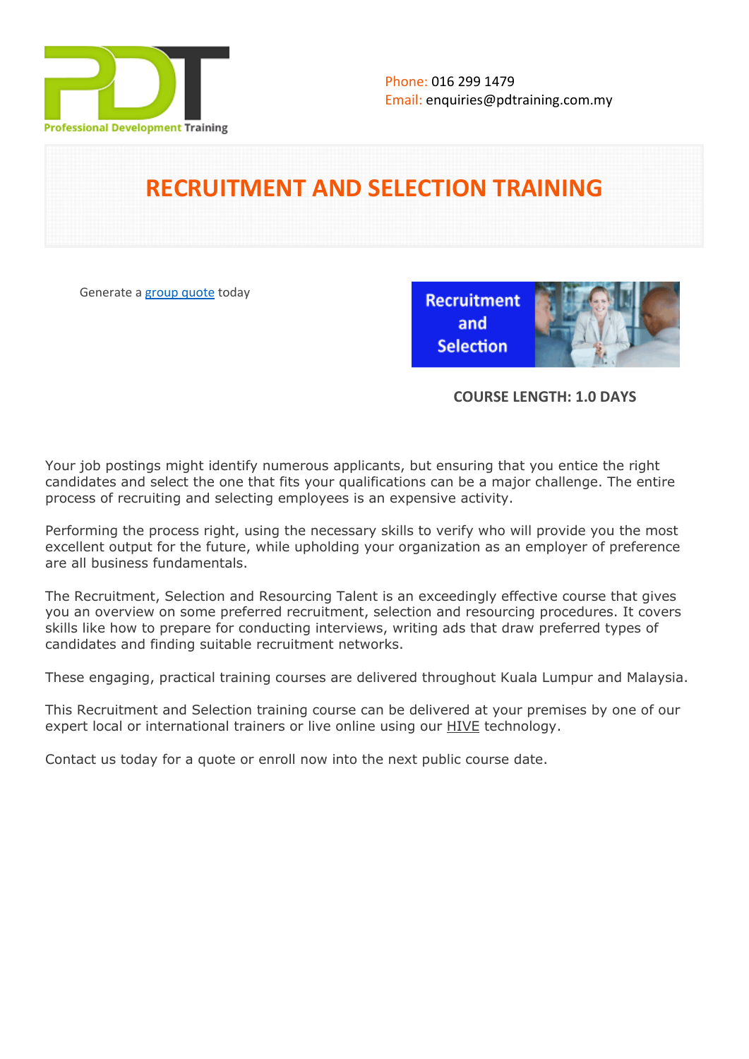Phone: 016 299 1479
Email: enquiries@pdtraining.com.my

# RECRUITMENT AND SELECTION TRAINING

Generate a group quote today

**COURSE LENGTH: 1.0 DAYS**

Your job postings might identify numerous applicants, but ensuring that you entice the right candidates and select the one that fits your qualifications can be a major challenge. The entire process of recruiting and selecting employees is an expensive activity.

Performing the process right, using the necessary skills to verify who will provide you the most excellent output for the future, while upholding your organization as an employer of preference are all business fundamentals.

The Recruitment, Selection and Resourcing Talent is an exceedingly effective course that gives you an overview on some preferred recruitment, selection and resourcing procedures. It covers skills like how to prepare for conducting interviews, writing ads that draw preferred types of candidates and finding suitable recruitment networks.

These engaging, practical training courses are delivered throughout Kuala Lumpur and Malaysia.

This Recruitment and Selection training course can be delivered at your premises by one of our expert local or international trainers or live online using our HIVE technology.

Contact us today for a quote or enroll now into the next public course date.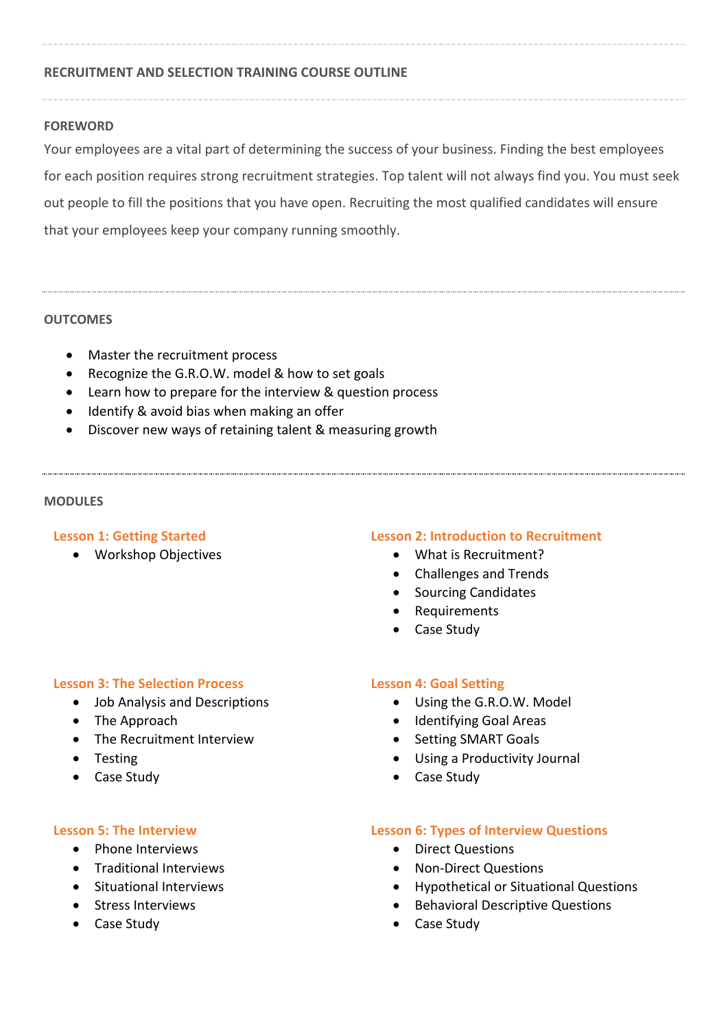## RECRUITMENT AND SELECTION TRAINING COURSE OUTLINE

### FOREWORD

Your employees are a vital part of determining the success of your business. Finding the best employees for each position requires strong recruitment strategies. Top talent will not always find you. You must seek out people to fill the positions that you have open. Recruiting the most qualified candidates will ensure that your employees keep your company running smoothly.

### OUTCOMES

- Master the recruitment process
- Recognize the G.R.O.W. model & how to set goals
- Learn how to prepare for the interview & question process
- Identify & avoid bias when making an offer
- Discover new ways of retaining talent & measuring growth

### MODULES

#### Lesson 1: Getting Started

- Workshop Objectives

#### Lesson 2: Introduction to Recruitment

- What is Recruitment?
- Challenges and Trends
- Sourcing Candidates
- Requirements
- Case Study

#### Lesson 3: The Selection Process

- Job Analysis and Descriptions
- The Approach
- The Recruitment Interview
- Testing
- Case Study

#### Lesson 4: Goal Setting

- Using the G.R.O.W. Model
- Identifying Goal Areas
- Setting SMART Goals
- Using a Productivity Journal
- Case Study

#### Lesson 5: The Interview

- Phone Interviews
- Traditional Interviews
- Situational Interviews
- Stress Interviews
- Case Study

#### Lesson 6: Types of Interview Questions

- Direct Questions
- Non-Direct Questions
- Hypothetical or Situational Questions
- Behavioral Descriptive Questions
- Case Study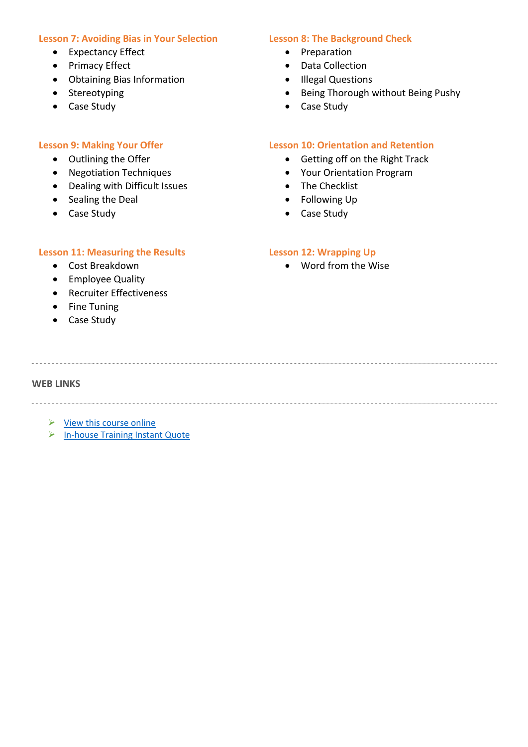### Lesson 7: Avoiding Bias in Your Selection

- Expectancy Effect
- Primacy Effect
- Obtaining Bias Information
- Stereotyping
- Case Study

### Lesson 8: The Background Check

- Preparation
- Data Collection
- Illegal Questions
- Being Thorough without Being Pushy
- Case Study

### Lesson 9: Making Your Offer

- Outlining the Offer
- Negotiation Techniques
- Dealing with Difficult Issues
- Sealing the Deal
- Case Study

### Lesson 10: Orientation and Retention

- Getting off on the Right Track
- Your Orientation Program
- The Checklist
- Following Up
- Case Study

### Lesson 11: Measuring the Results

- Cost Breakdown
- Employee Quality
- Recruiter Effectiveness
- Fine Tuning
- Case Study

### Lesson 12: Wrapping Up

- Word from the Wise

---

## WEB LINKS

---

- View this course online
- In-house Training Instant Quote